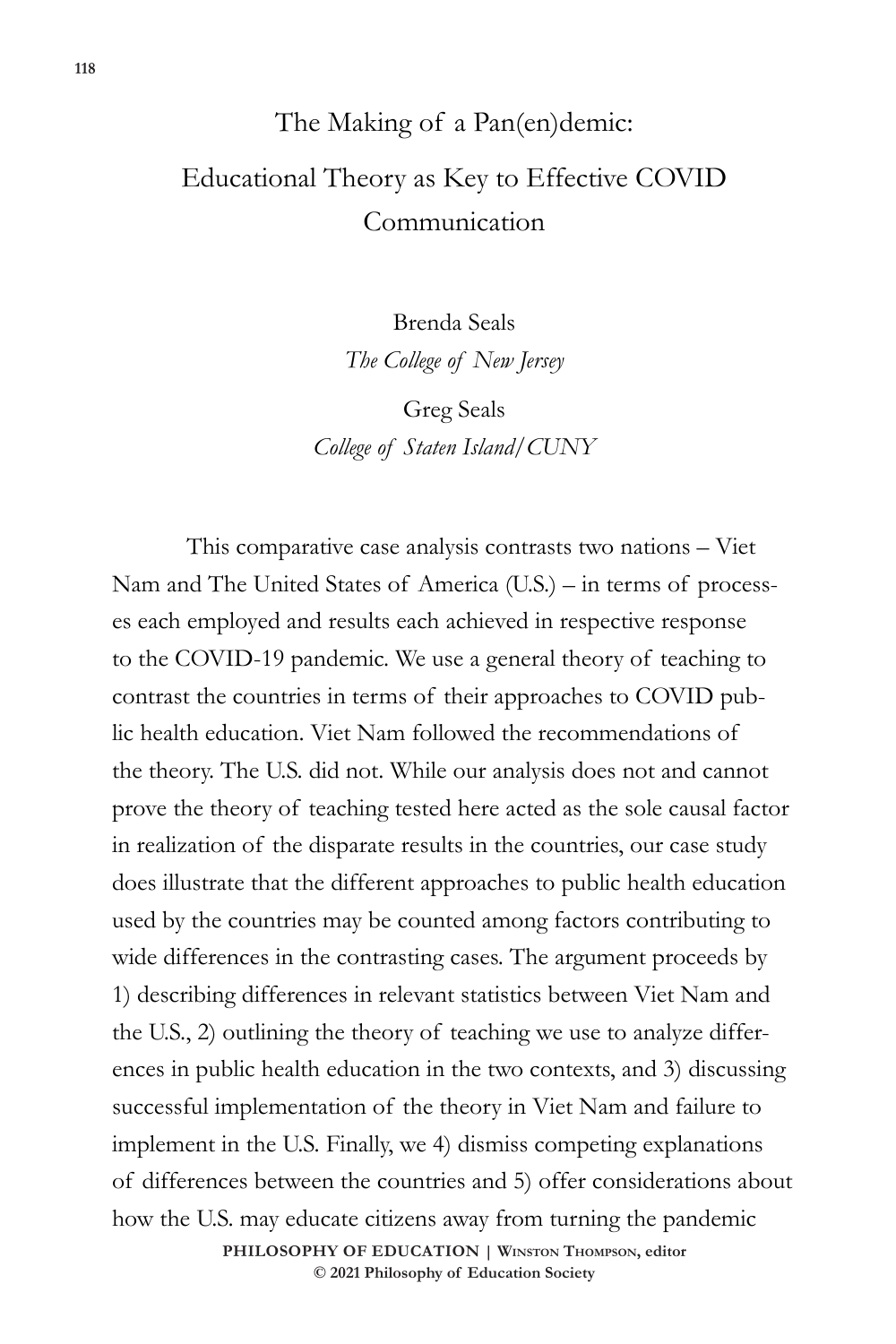# The Making of a Pan(en)demic:
## Educational Theory as Key to Effective COVID Communication

Brenda Seals
*The College of New Jersey*

Greg Seals
*College of Staten Island/CUNY*

This comparative case analysis contrasts two nations – Viet Nam and The United States of America (U.S.) – in terms of processes each employed and results each achieved in respective response to the COVID-19 pandemic. We use a general theory of teaching to contrast the countries in terms of their approaches to COVID public health education. Viet Nam followed the recommendations of the theory. The U.S. did not. While our analysis does not and cannot prove the theory of teaching tested here acted as the sole causal factor in realization of the disparate results in the countries, our case study does illustrate that the different approaches to public health education used by the countries may be counted among factors contributing to wide differences in the contrasting cases. The argument proceeds by 1) describing differences in relevant statistics between Viet Nam and the U.S., 2) outlining the theory of teaching we use to analyze differences in public health education in the two contexts, and 3) discussing successful implementation of the theory in Viet Nam and failure to implement in the U.S. Finally, we 4) dismiss competing explanations of differences between the countries and 5) offer considerations about how the U.S. may educate citizens away from turning the pandemic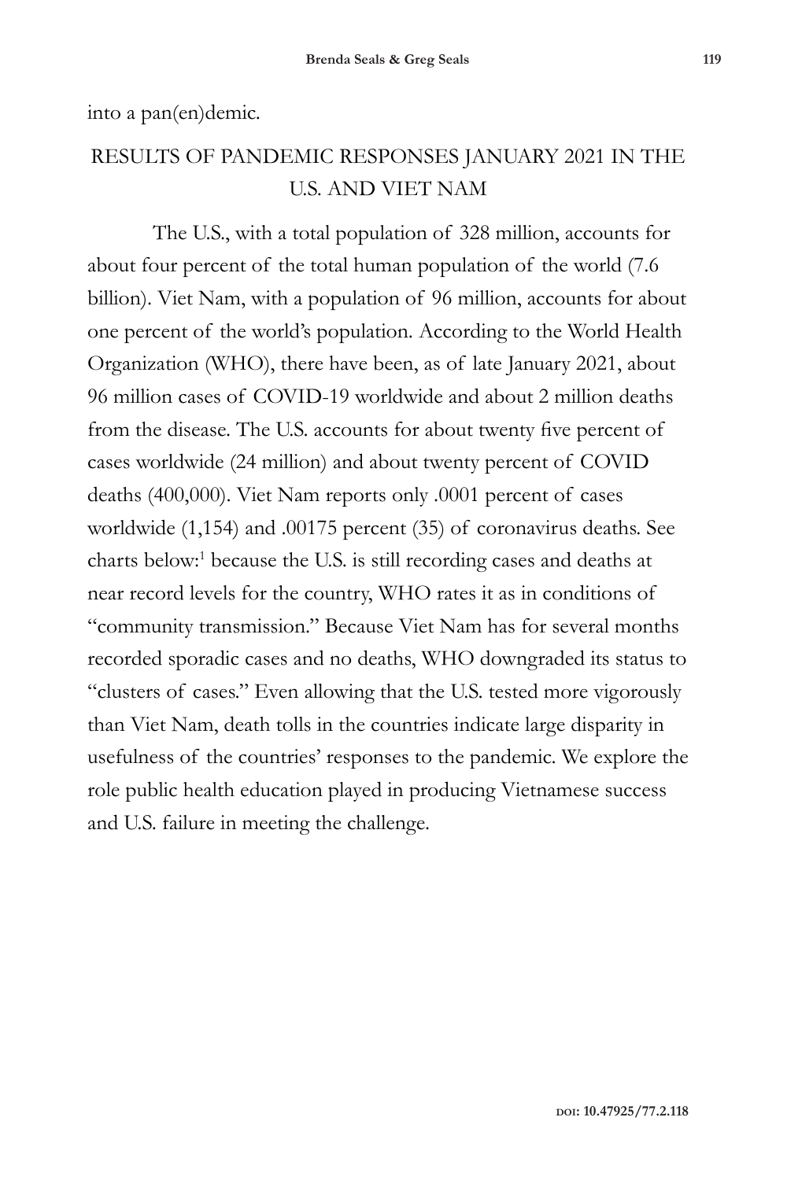into a pan(en)demic.

## RESULTS OF PANDEMIC RESPONSES JANUARY 2021 IN THE U.S. AND VIET NAM

The U.S., with a total population of 328 million, accounts for about four percent of the total human population of the world (7.6 billion). Viet Nam, with a population of 96 million, accounts for about one percent of the world's population. According to the World Health Organization (WHO), there have been, as of late January 2021, about 96 million cases of COVID-19 worldwide and about 2 million deaths from the disease. The U.S. accounts for about twenty five percent of cases worldwide (24 million) and about twenty percent of COVID deaths (400,000). Viet Nam reports only .0001 percent of cases worldwide (1,154) and .00175 percent (35) of coronavirus deaths. See charts below:[1] because the U.S. is still recording cases and deaths at near record levels for the country, WHO rates it as in conditions of "community transmission." Because Viet Nam has for several months recorded sporadic cases and no deaths, WHO downgraded its status to "clusters of cases." Even allowing that the U.S. tested more vigorously than Viet Nam, death tolls in the countries indicate large disparity in usefulness of the countries' responses to the pandemic. We explore the role public health education played in producing Vietnamese success and U.S. failure in meeting the challenge.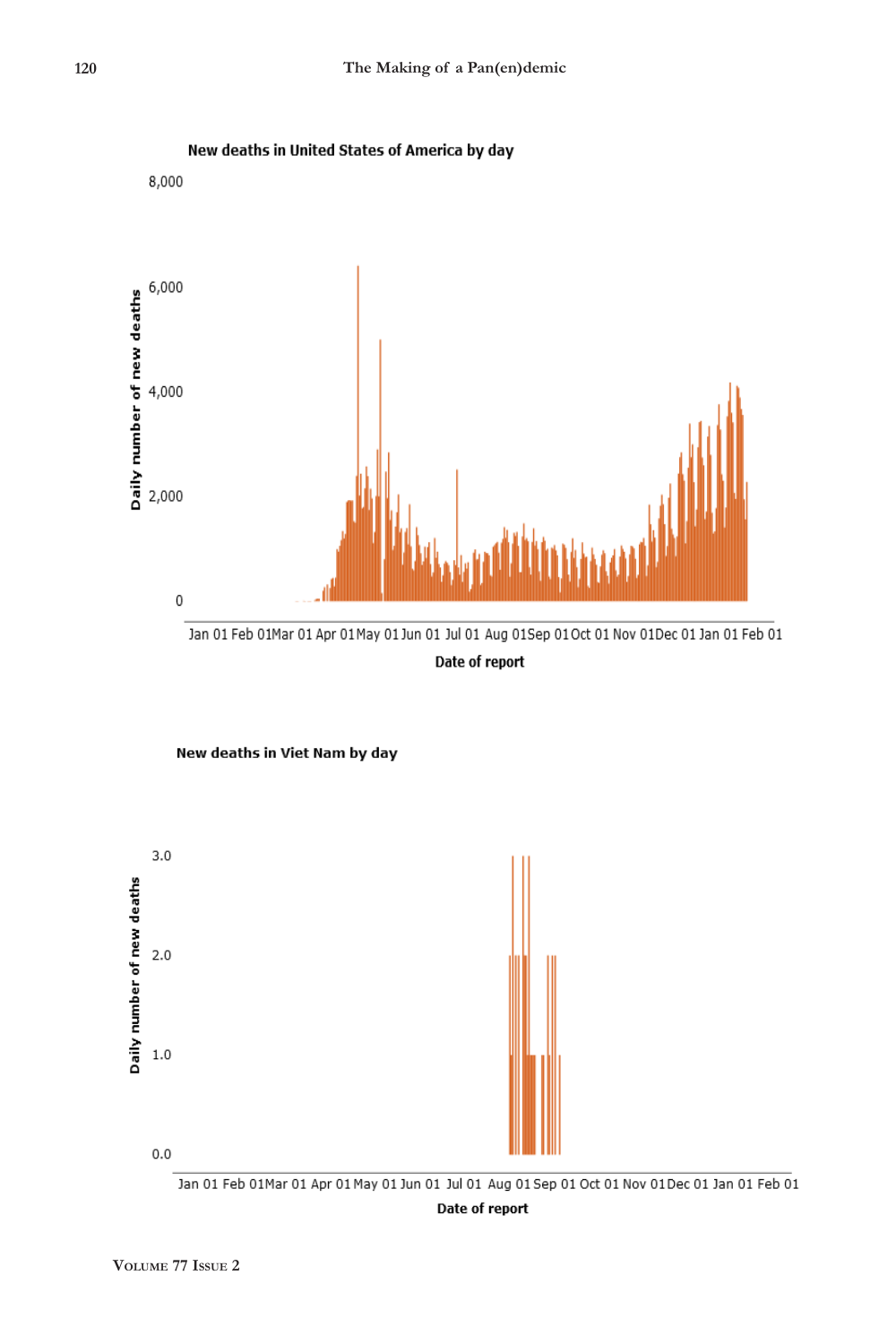New deaths in United States of America by day

8,000

6,000

4,000

2,000

0

Daily number of new deaths

Jan 01 Feb 01 Mar 01 Apr 01 May 01 Jun 01 Jul 01 Aug 01 Sep 01 Oct 01 Nov 01 Dec 01 Jan 01 Feb 01

Date of report

New deaths in Viet Nam by day

3.0

2.0

1.0

0.0

Daily number of new deaths

Jan 01 Feb 01 Mar 01 Apr 01 May 01 Jun 01 Jul 01 Aug 01 Sep 01 Oct 01 Nov 01 Dec 01 Jan 01 Feb 01

Date of report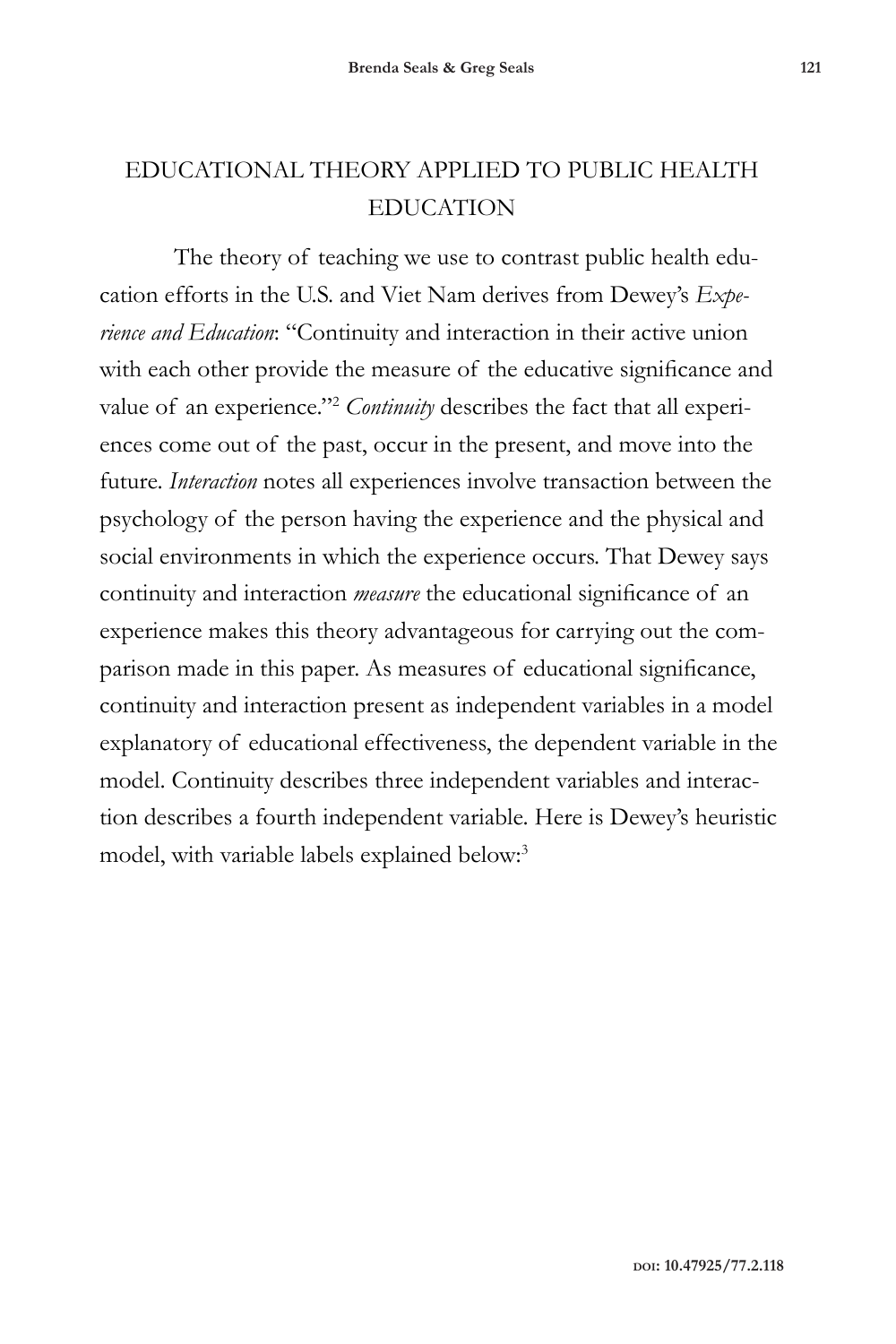## EDUCATIONAL THEORY APPLIED TO PUBLIC HEALTH EDUCATION

The theory of teaching we use to contrast public health education efforts in the U.S. and Viet Nam derives from Dewey's *Experience and Education*: "Continuity and interaction in their active union with each other provide the measure of the educative significance and value of an experience."[2] *Continuity* describes the fact that all experiences come out of the past, occur in the present, and move into the future. *Interaction* notes all experiences involve transaction between the psychology of the person having the experience and the physical and social environments in which the experience occurs. That Dewey says continuity and interaction *measure* the educational significance of an experience makes this theory advantageous for carrying out the comparison made in this paper. As measures of educational significance, continuity and interaction present as independent variables in a model explanatory of educational effectiveness, the dependent variable in the model. Continuity describes three independent variables and interaction describes a fourth independent variable. Here is Dewey's heuristic model, with variable labels explained below:[3]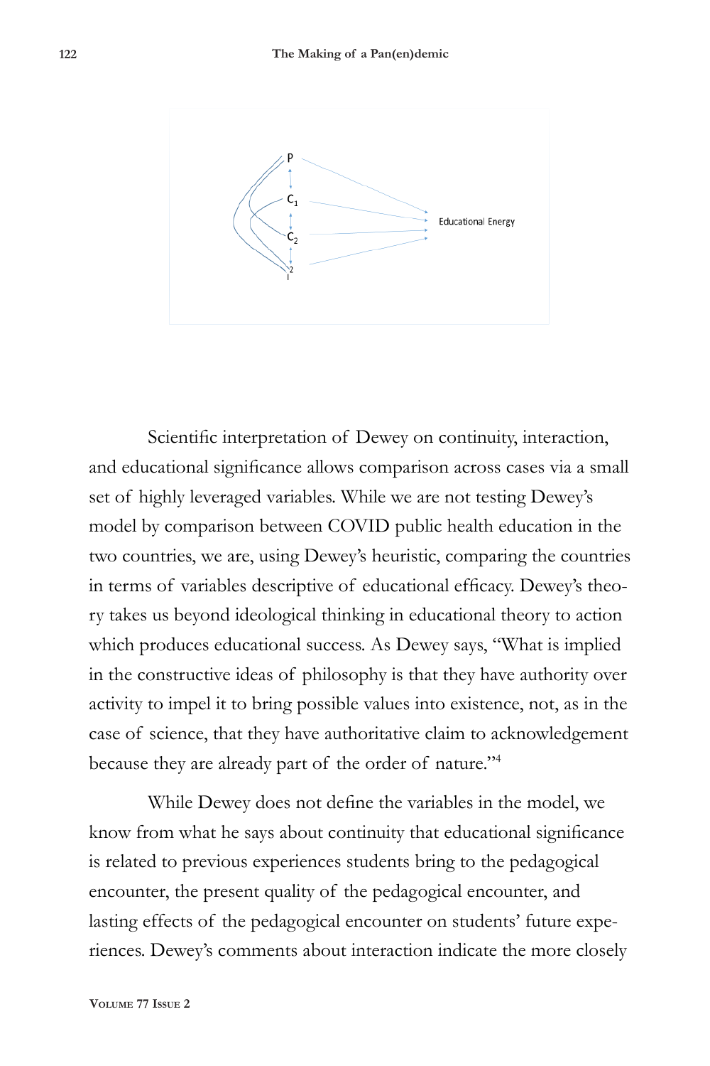Scientific interpretation of Dewey on continuity, interaction, and educational significance allows comparison across cases via a small set of highly leveraged variables. While we are not testing Dewey's model by comparison between COVID public health education in the two countries, we are, using Dewey's heuristic, comparing the countries in terms of variables descriptive of educational efficacy. Dewey's theory takes us beyond ideological thinking in educational theory to action which produces educational success. As Dewey says, "What is implied in the constructive ideas of philosophy is that they have authority over activity to impel it to bring possible values into existence, not, as in the case of science, that they have authoritative claim to acknowledgement because they are already part of the order of nature."[4]

While Dewey does not define the variables in the model, we know from what he says about continuity that educational significance is related to previous experiences students bring to the pedagogical encounter, the present quality of the pedagogical encounter, and lasting effects of the pedagogical encounter on students' future experiences. Dewey's comments about interaction indicate the more closely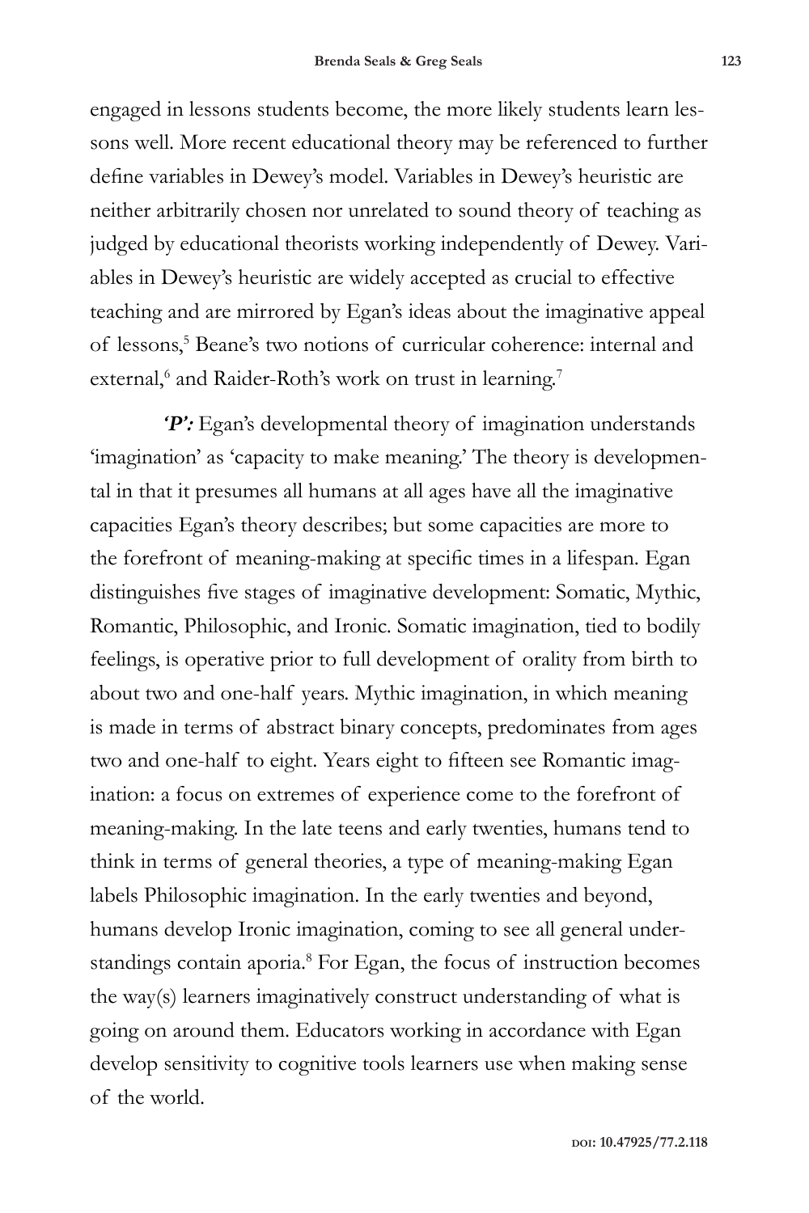engaged in lessons students become, the more likely students learn lessons well. More recent educational theory may be referenced to further define variables in Dewey's model. Variables in Dewey's heuristic are neither arbitrarily chosen nor unrelated to sound theory of teaching as judged by educational theorists working independently of Dewey. Variables in Dewey's heuristic are widely accepted as crucial to effective teaching and are mirrored by Egan's ideas about the imaginative appeal of lessons,[5] Beane's two notions of curricular coherence: internal and external,[6] and Raider-Roth's work on trust in learning.[7]

***'P':*** Egan's developmental theory of imagination understands 'imagination' as 'capacity to make meaning.' The theory is developmental in that it presumes all humans at all ages have all the imaginative capacities Egan's theory describes; but some capacities are more to the forefront of meaning-making at specific times in a lifespan. Egan distinguishes five stages of imaginative development: Somatic, Mythic, Romantic, Philosophic, and Ironic. Somatic imagination, tied to bodily feelings, is operative prior to full development of orality from birth to about two and one-half years. Mythic imagination, in which meaning is made in terms of abstract binary concepts, predominates from ages two and one-half to eight. Years eight to fifteen see Romantic imagination: a focus on extremes of experience come to the forefront of meaning-making. In the late teens and early twenties, humans tend to think in terms of general theories, a type of meaning-making Egan labels Philosophic imagination. In the early twenties and beyond, humans develop Ironic imagination, coming to see all general understandings contain aporia.[8] For Egan, the focus of instruction becomes the way(s) learners imaginatively construct understanding of what is going on around them. Educators working in accordance with Egan develop sensitivity to cognitive tools learners use when making sense of the world.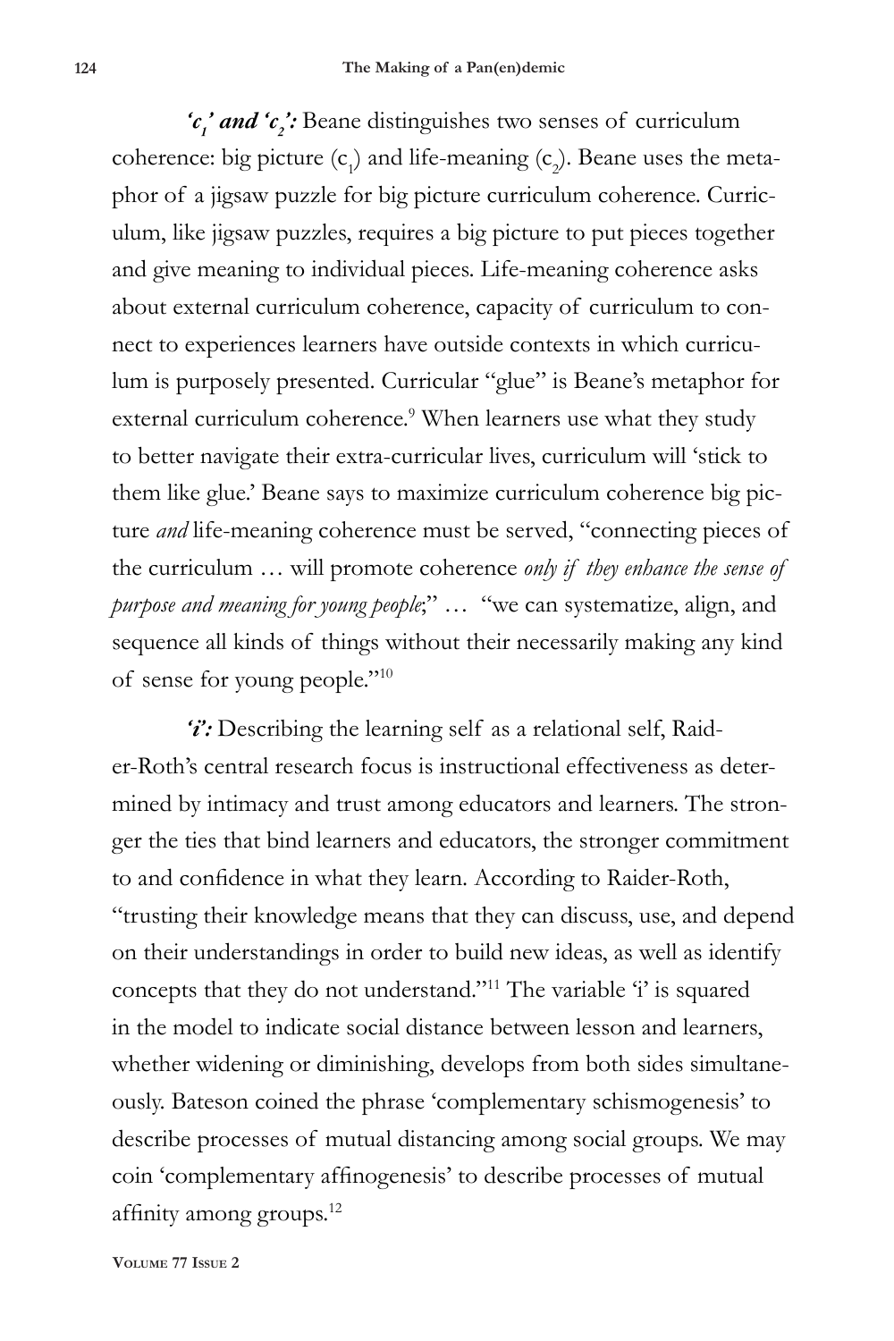***'$c_1$' and '$c_2$':*** Beane distinguishes two senses of curriculum coherence: big picture ($c_1$) and life-meaning ($c_2$). Beane uses the metaphor of a jigsaw puzzle for big picture curriculum coherence. Curriculum, like jigsaw puzzles, requires a big picture to put pieces together and give meaning to individual pieces. Life-meaning coherence asks about external curriculum coherence, capacity of curriculum to connect to experiences learners have outside contexts in which curriculum is purposely presented. Curricular "glue" is Beane's metaphor for external curriculum coherence.[9] When learners use what they study to better navigate their extra-curricular lives, curriculum will 'stick to them like glue.' Beane says to maximize curriculum coherence big picture *and* life-meaning coherence must be served, "connecting pieces of the curriculum … will promote coherence *only if they enhance the sense of purpose and meaning for young people*;" … "we can systematize, align, and sequence all kinds of things without their necessarily making any kind of sense for young people."[10]

***'i':*** Describing the learning self as a relational self, Raider-Roth's central research focus is instructional effectiveness as determined by intimacy and trust among educators and learners. The stronger the ties that bind learners and educators, the stronger commitment to and confidence in what they learn. According to Raider-Roth, "trusting their knowledge means that they can discuss, use, and depend on their understandings in order to build new ideas, as well as identify concepts that they do not understand."[11] The variable 'i' is squared in the model to indicate social distance between lesson and learners, whether widening or diminishing, develops from both sides simultaneously. Bateson coined the phrase 'complementary schismogenesis' to describe processes of mutual distancing among social groups. We may coin 'complementary affinogenesis' to describe processes of mutual affinity among groups.[12]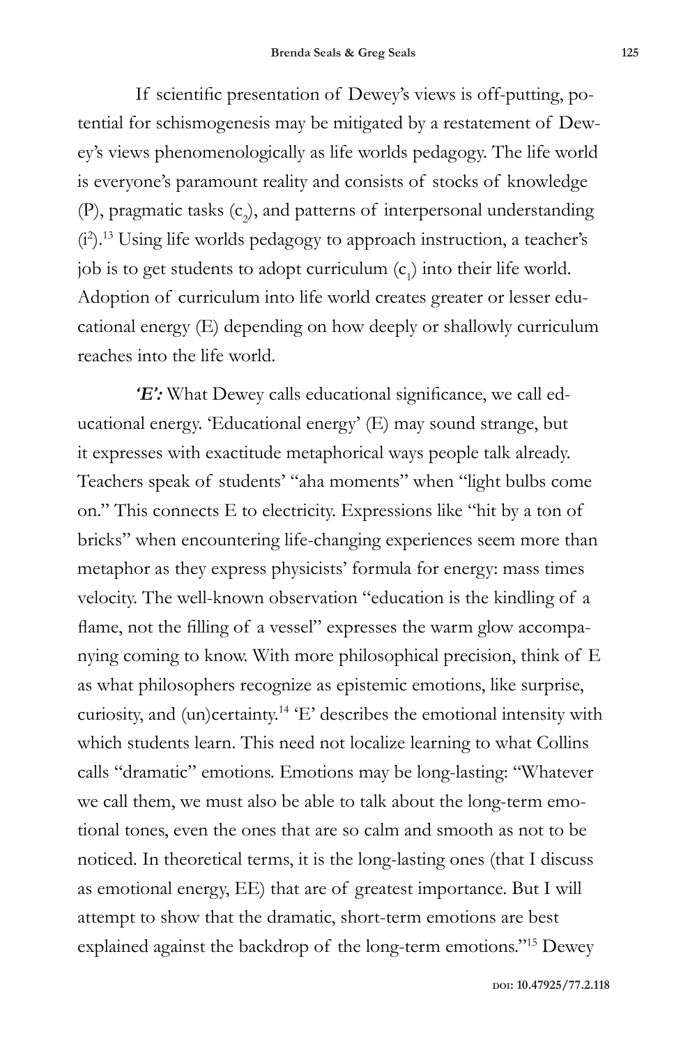If scientific presentation of Dewey's views is off-putting, potential for schismogenesis may be mitigated by a restatement of Dewey's views phenomenologically as life worlds pedagogy. The life world is everyone's paramount reality and consists of stocks of knowledge (P), pragmatic tasks ($c_2$), and patterns of interpersonal understanding ($i^2$).[13] Using life worlds pedagogy to approach instruction, a teacher's job is to get students to adopt curriculum ($c_1$) into their life world. Adoption of curriculum into life world creates greater or lesser educational energy (E) depending on how deeply or shallowly curriculum reaches into the life world.

***'E':*** What Dewey calls educational significance, we call educational energy. 'Educational energy' (E) may sound strange, but it expresses with exactitude metaphorical ways people talk already. Teachers speak of students' "aha moments" when "light bulbs come on." This connects E to electricity. Expressions like "hit by a ton of bricks" when encountering life-changing experiences seem more than metaphor as they express physicists' formula for energy: mass times velocity. The well-known observation "education is the kindling of a flame, not the filling of a vessel" expresses the warm glow accompanying coming to know. With more philosophical precision, think of E as what philosophers recognize as epistemic emotions, like surprise, curiosity, and (un)certainty.[14] 'E' describes the emotional intensity with which students learn. This need not localize learning to what Collins calls "dramatic" emotions. Emotions may be long-lasting: "Whatever we call them, we must also be able to talk about the long-term emotional tones, even the ones that are so calm and smooth as not to be noticed. In theoretical terms, it is the long-lasting ones (that I discuss as emotional energy, EE) that are of greatest importance. But I will attempt to show that the dramatic, short-term emotions are best explained against the backdrop of the long-term emotions."[15] Dewey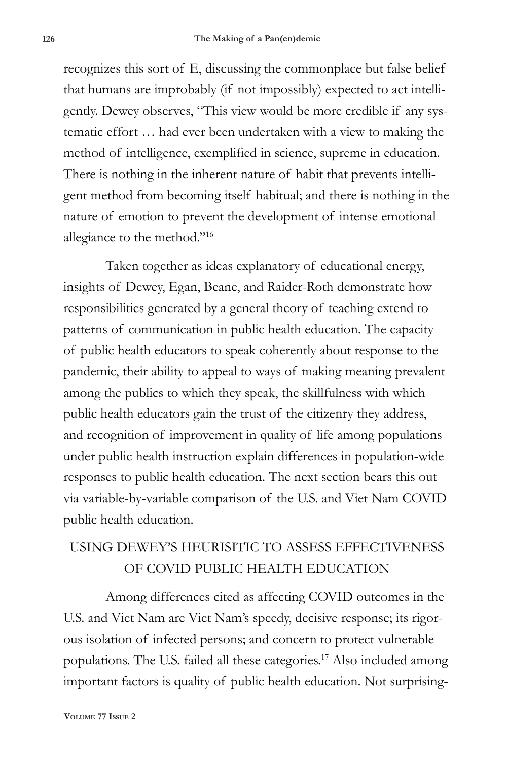recognizes this sort of E, discussing the commonplace but false belief that humans are improbably (if not impossibly) expected to act intelligently. Dewey observes, "This view would be more credible if any systematic effort … had ever been undertaken with a view to making the method of intelligence, exemplified in science, supreme in education. There is nothing in the inherent nature of habit that prevents intelligent method from becoming itself habitual; and there is nothing in the nature of emotion to prevent the development of intense emotional allegiance to the method."[16]

Taken together as ideas explanatory of educational energy, insights of Dewey, Egan, Beane, and Raider-Roth demonstrate how responsibilities generated by a general theory of teaching extend to patterns of communication in public health education. The capacity of public health educators to speak coherently about response to the pandemic, their ability to appeal to ways of making meaning prevalent among the publics to which they speak, the skillfulness with which public health educators gain the trust of the citizenry they address, and recognition of improvement in quality of life among populations under public health instruction explain differences in population-wide responses to public health education. The next section bears this out via variable-by-variable comparison of the U.S. and Viet Nam COVID public health education.

## USING DEWEY'S HEURISITIC TO ASSESS EFFECTIVENESS OF COVID PUBLIC HEALTH EDUCATION

Among differences cited as affecting COVID outcomes in the U.S. and Viet Nam are Viet Nam's speedy, decisive response; its rigorous isolation of infected persons; and concern to protect vulnerable populations. The U.S. failed all these categories.[17] Also included among important factors is quality of public health education. Not surprising-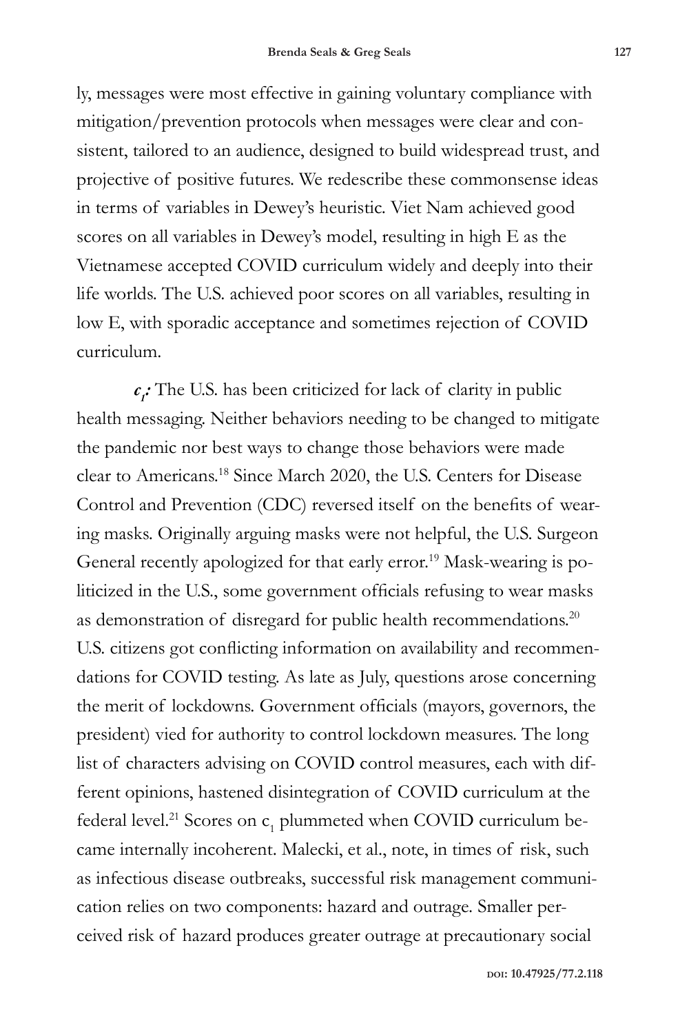ly, messages were most effective in gaining voluntary compliance with mitigation/prevention protocols when messages were clear and consistent, tailored to an audience, designed to build widespread trust, and projective of positive futures. We redescribe these commonsense ideas in terms of variables in Dewey's heuristic. Viet Nam achieved good scores on all variables in Dewey's model, resulting in high E as the Vietnamese accepted COVID curriculum widely and deeply into their life worlds. The U.S. achieved poor scores on all variables, resulting in low E, with sporadic acceptance and sometimes rejection of COVID curriculum.

***$c_1$:*** The U.S. has been criticized for lack of clarity in public health messaging. Neither behaviors needing to be changed to mitigate the pandemic nor best ways to change those behaviors were made clear to Americans.[18] Since March 2020, the U.S. Centers for Disease Control and Prevention (CDC) reversed itself on the benefits of wearing masks. Originally arguing masks were not helpful, the U.S. Surgeon General recently apologized for that early error.[19] Mask-wearing is politicized in the U.S., some government officials refusing to wear masks as demonstration of disregard for public health recommendations.[20] U.S. citizens got conflicting information on availability and recommendations for COVID testing. As late as July, questions arose concerning the merit of lockdowns. Government officials (mayors, governors, the president) vied for authority to control lockdown measures. The long list of characters advising on COVID control measures, each with different opinions, hastened disintegration of COVID curriculum at the federal level.[21] Scores on $c_1$ plummeted when COVID curriculum became internally incoherent. Malecki, et al., note, in times of risk, such as infectious disease outbreaks, successful risk management communication relies on two components: hazard and outrage. Smaller perceived risk of hazard produces greater outrage at precautionary social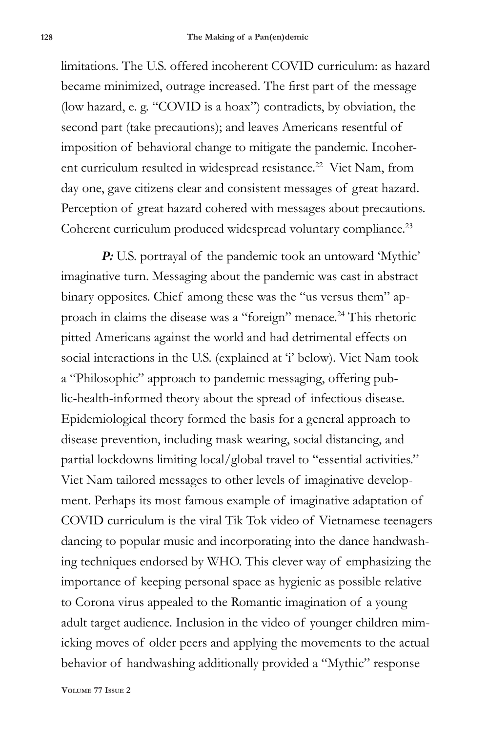limitations. The U.S. offered incoherent COVID curriculum: as hazard became minimized, outrage increased. The first part of the message (low hazard, e. g. "COVID is a hoax") contradicts, by obviation, the second part (take precautions); and leaves Americans resentful of imposition of behavioral change to mitigate the pandemic. Incoherent curriculum resulted in widespread resistance.[22] Viet Nam, from day one, gave citizens clear and consistent messages of great hazard. Perception of great hazard cohered with messages about precautions. Coherent curriculum produced widespread voluntary compliance.[23]

***P:*** U.S. portrayal of the pandemic took an untoward 'Mythic' imaginative turn. Messaging about the pandemic was cast in abstract binary opposites. Chief among these was the "us versus them" approach in claims the disease was a "foreign" menace.[24] This rhetoric pitted Americans against the world and had detrimental effects on social interactions in the U.S. (explained at 'i' below). Viet Nam took a "Philosophic" approach to pandemic messaging, offering public-health-informed theory about the spread of infectious disease. Epidemiological theory formed the basis for a general approach to disease prevention, including mask wearing, social distancing, and partial lockdowns limiting local/global travel to "essential activities." Viet Nam tailored messages to other levels of imaginative development. Perhaps its most famous example of imaginative adaptation of COVID curriculum is the viral Tik Tok video of Vietnamese teenagers dancing to popular music and incorporating into the dance handwashing techniques endorsed by WHO. This clever way of emphasizing the importance of keeping personal space as hygienic as possible relative to Corona virus appealed to the Romantic imagination of a young adult target audience. Inclusion in the video of younger children mimicking moves of older peers and applying the movements to the actual behavior of handwashing additionally provided a "Mythic" response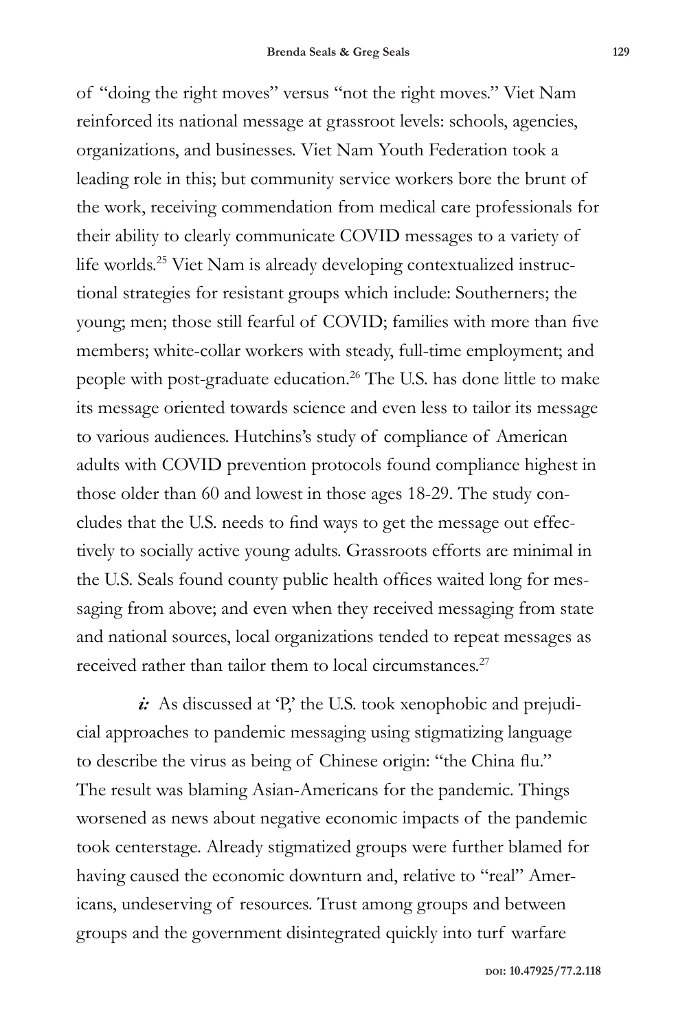of "doing the right moves" versus "not the right moves." Viet Nam reinforced its national message at grassroot levels: schools, agencies, organizations, and businesses. Viet Nam Youth Federation took a leading role in this; but community service workers bore the brunt of the work, receiving commendation from medical care professionals for their ability to clearly communicate COVID messages to a variety of life worlds.[25] Viet Nam is already developing contextualized instructional strategies for resistant groups which include: Southerners; the young; men; those still fearful of COVID; families with more than five members; white-collar workers with steady, full-time employment; and people with post-graduate education.[26] The U.S. has done little to make its message oriented towards science and even less to tailor its message to various audiences. Hutchins's study of compliance of American adults with COVID prevention protocols found compliance highest in those older than 60 and lowest in those ages 18-29. The study concludes that the U.S. needs to find ways to get the message out effectively to socially active young adults. Grassroots efforts are minimal in the U.S. Seals found county public health offices waited long for messaging from above; and even when they received messaging from state and national sources, local organizations tended to repeat messages as received rather than tailor them to local circumstances.[27]

***i:*** As discussed at 'P,' the U.S. took xenophobic and prejudicial approaches to pandemic messaging using stigmatizing language to describe the virus as being of Chinese origin: "the China flu." The result was blaming Asian-Americans for the pandemic. Things worsened as news about negative economic impacts of the pandemic took centerstage. Already stigmatized groups were further blamed for having caused the economic downturn and, relative to "real" Americans, undeserving of resources. Trust among groups and between groups and the government disintegrated quickly into turf warfare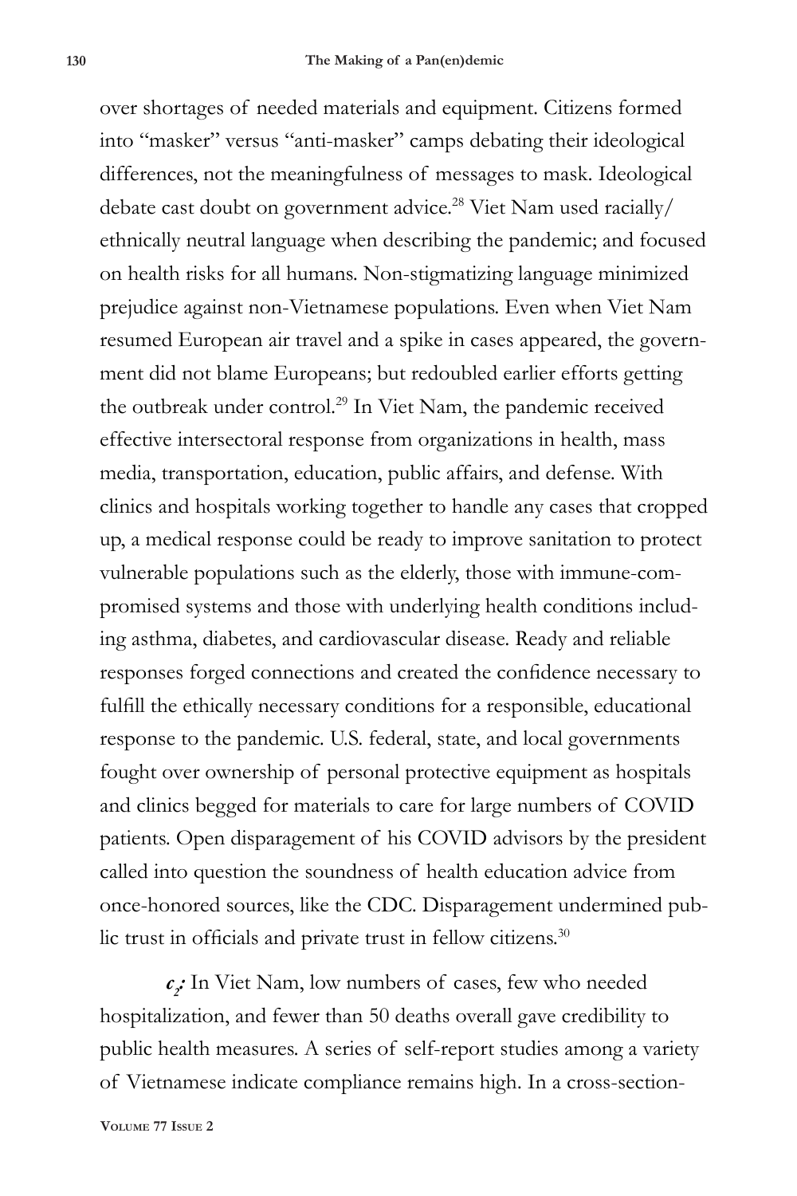over shortages of needed materials and equipment. Citizens formed into "masker" versus "anti-masker" camps debating their ideological differences, not the meaningfulness of messages to mask. Ideological debate cast doubt on government advice.[28] Viet Nam used racially/ethnically neutral language when describing the pandemic; and focused on health risks for all humans. Non-stigmatizing language minimized prejudice against non-Vietnamese populations. Even when Viet Nam resumed European air travel and a spike in cases appeared, the government did not blame Europeans; but redoubled earlier efforts getting the outbreak under control.[29] In Viet Nam, the pandemic received effective intersectoral response from organizations in health, mass media, transportation, education, public affairs, and defense. With clinics and hospitals working together to handle any cases that cropped up, a medical response could be ready to improve sanitation to protect vulnerable populations such as the elderly, those with immune-compromised systems and those with underlying health conditions including asthma, diabetes, and cardiovascular disease. Ready and reliable responses forged connections and created the confidence necessary to fulfill the ethically necessary conditions for a responsible, educational response to the pandemic. U.S. federal, state, and local governments fought over ownership of personal protective equipment as hospitals and clinics begged for materials to care for large numbers of COVID patients. Open disparagement of his COVID advisors by the president called into question the soundness of health education advice from once-honored sources, like the CDC. Disparagement undermined public trust in officials and private trust in fellow citizens.[30]

***$c_2$:*** In Viet Nam, low numbers of cases, few who needed hospitalization, and fewer than 50 deaths overall gave credibility to public health measures. A series of self-report studies among a variety of Vietnamese indicate compliance remains high. In a cross-section-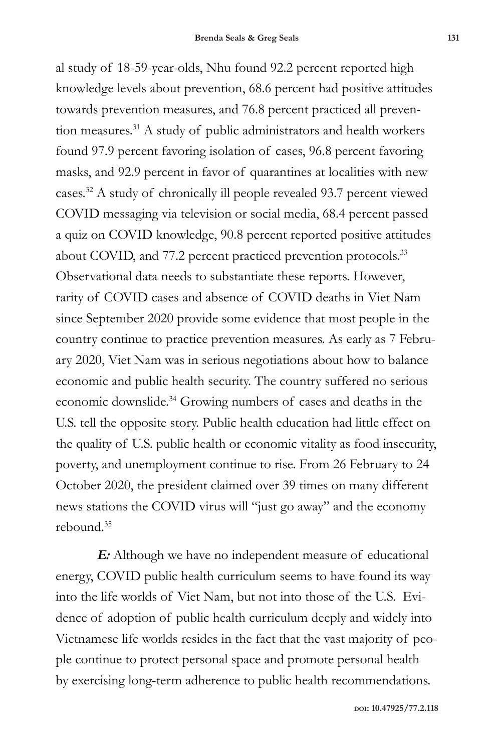al study of 18-59-year-olds, Nhu found 92.2 percent reported high knowledge levels about prevention, 68.6 percent had positive attitudes towards prevention measures, and 76.8 percent practiced all prevention measures.[31] A study of public administrators and health workers found 97.9 percent favoring isolation of cases, 96.8 percent favoring masks, and 92.9 percent in favor of quarantines at localities with new cases.[32] A study of chronically ill people revealed 93.7 percent viewed COVID messaging via television or social media, 68.4 percent passed a quiz on COVID knowledge, 90.8 percent reported positive attitudes about COVID, and 77.2 percent practiced prevention protocols.[33] Observational data needs to substantiate these reports. However, rarity of COVID cases and absence of COVID deaths in Viet Nam since September 2020 provide some evidence that most people in the country continue to practice prevention measures. As early as 7 February 2020, Viet Nam was in serious negotiations about how to balance economic and public health security. The country suffered no serious economic downslide.[34] Growing numbers of cases and deaths in the U.S. tell the opposite story. Public health education had little effect on the quality of U.S. public health or economic vitality as food insecurity, poverty, and unemployment continue to rise. From 26 February to 24 October 2020, the president claimed over 39 times on many different news stations the COVID virus will "just go away" and the economy rebound.[35]

***E:*** Although we have no independent measure of educational energy, COVID public health curriculum seems to have found its way into the life worlds of Viet Nam, but not into those of the U.S. Evidence of adoption of public health curriculum deeply and widely into Vietnamese life worlds resides in the fact that the vast majority of people continue to protect personal space and promote personal health by exercising long-term adherence to public health recommendations.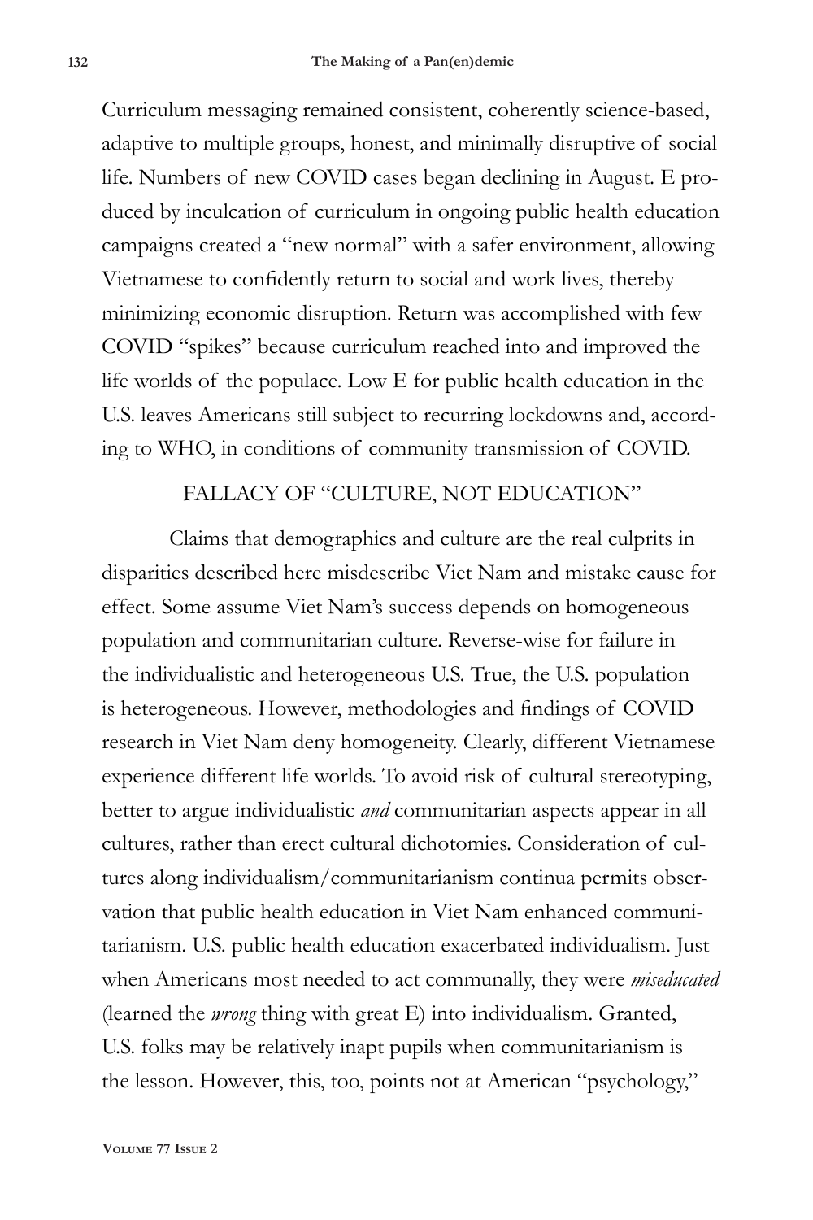Curriculum messaging remained consistent, coherently science-based, adaptive to multiple groups, honest, and minimally disruptive of social life. Numbers of new COVID cases began declining in August. E produced by inculcation of curriculum in ongoing public health education campaigns created a "new normal" with a safer environment, allowing Vietnamese to confidently return to social and work lives, thereby minimizing economic disruption. Return was accomplished with few COVID "spikes" because curriculum reached into and improved the life worlds of the populace. Low E for public health education in the U.S. leaves Americans still subject to recurring lockdowns and, according to WHO, in conditions of community transmission of COVID.

## FALLACY OF "CULTURE, NOT EDUCATION"

Claims that demographics and culture are the real culprits in disparities described here misdescribe Viet Nam and mistake cause for effect. Some assume Viet Nam's success depends on homogeneous population and communitarian culture. Reverse-wise for failure in the individualistic and heterogeneous U.S. True, the U.S. population is heterogeneous. However, methodologies and findings of COVID research in Viet Nam deny homogeneity. Clearly, different Vietnamese experience different life worlds. To avoid risk of cultural stereotyping, better to argue individualistic *and* communitarian aspects appear in all cultures, rather than erect cultural dichotomies. Consideration of cultures along individualism/communitarianism continua permits observation that public health education in Viet Nam enhanced communitarianism. U.S. public health education exacerbated individualism. Just when Americans most needed to act communally, they were *miseducated* (learned the *wrong* thing with great E) into individualism. Granted, U.S. folks may be relatively inapt pupils when communitarianism is the lesson. However, this, too, points not at American "psychology,"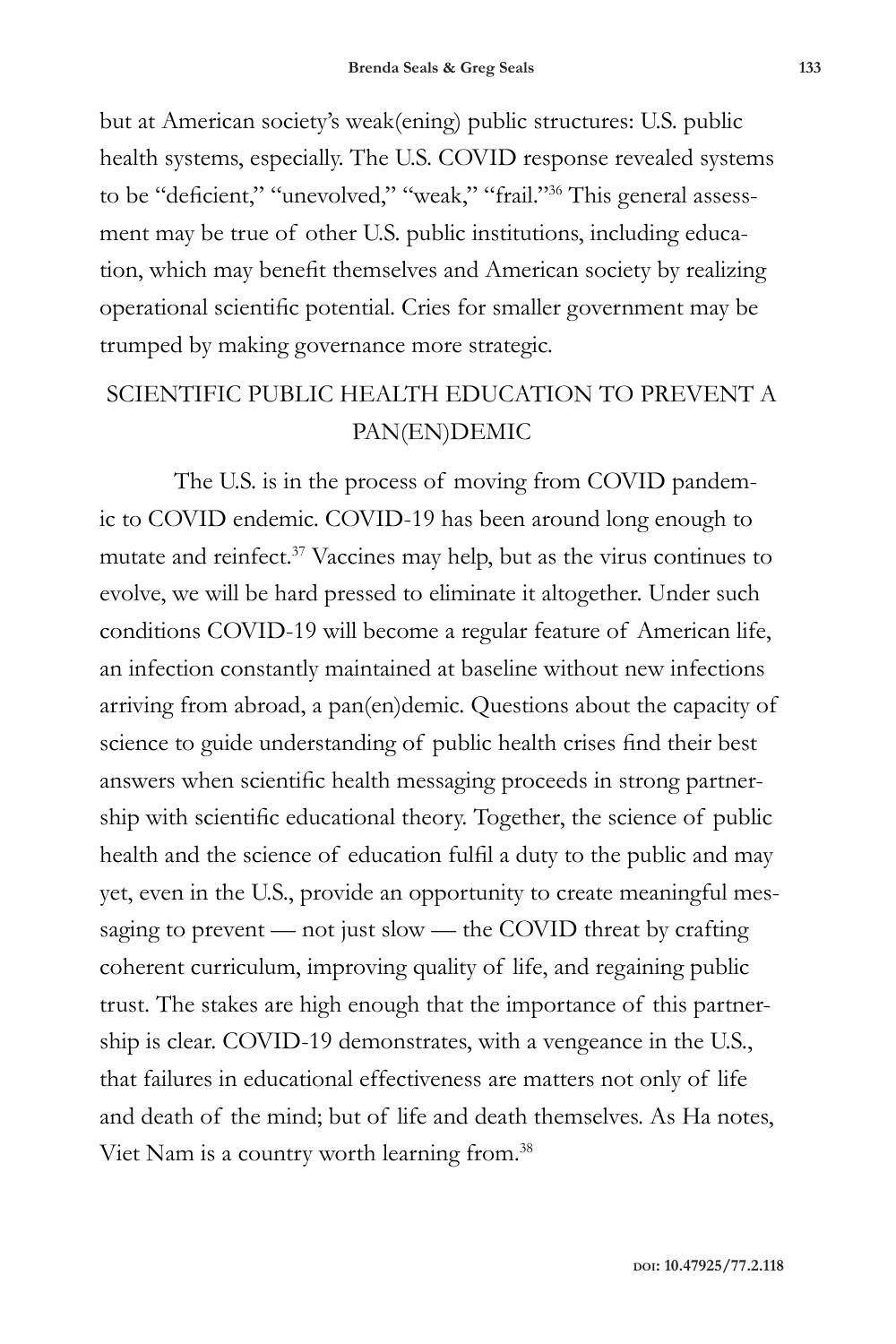but at American society's weak(ening) public structures: U.S. public health systems, especially. The U.S. COVID response revealed systems to be "deficient," "unevolved," "weak," "frail."[36] This general assessment may be true of other U.S. public institutions, including education, which may benefit themselves and American society by realizing operational scientific potential. Cries for smaller government may be trumped by making governance more strategic.

## SCIENTIFIC PUBLIC HEALTH EDUCATION TO PREVENT A PAN(EN)DEMIC

The U.S. is in the process of moving from COVID pandemic to COVID endemic. COVID-19 has been around long enough to mutate and reinfect.[37] Vaccines may help, but as the virus continues to evolve, we will be hard pressed to eliminate it altogether. Under such conditions COVID-19 will become a regular feature of American life, an infection constantly maintained at baseline without new infections arriving from abroad, a pan(en)demic. Questions about the capacity of science to guide understanding of public health crises find their best answers when scientific health messaging proceeds in strong partnership with scientific educational theory. Together, the science of public health and the science of education fulfil a duty to the public and may yet, even in the U.S., provide an opportunity to create meaningful messaging to prevent — not just slow — the COVID threat by crafting coherent curriculum, improving quality of life, and regaining public trust. The stakes are high enough that the importance of this partnership is clear. COVID-19 demonstrates, with a vengeance in the U.S., that failures in educational effectiveness are matters not only of life and death of the mind; but of life and death themselves. As Ha notes, Viet Nam is a country worth learning from.[38]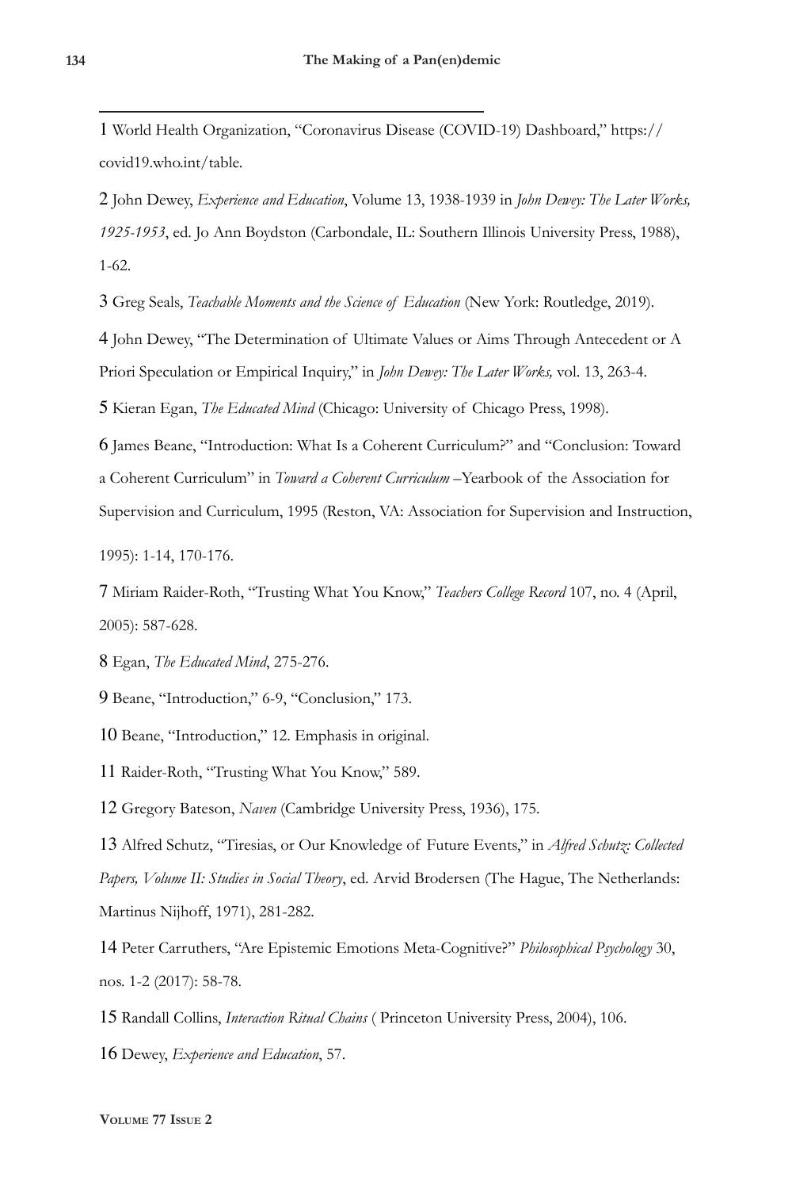1 World Health Organization, "Coronavirus Disease (COVID-19) Dashboard," https://covid19.who.int/table.

2 John Dewey, *Experience and Education*, Volume 13, 1938-1939 in *John Dewey: The Later Works, 1925-1953*, ed. Jo Ann Boydston (Carbondale, IL: Southern Illinois University Press, 1988), 1-62.

3 Greg Seals, *Teachable Moments and the Science of Education* (New York: Routledge, 2019).

4 John Dewey, "The Determination of Ultimate Values or Aims Through Antecedent or A Priori Speculation or Empirical Inquiry," in *John Dewey: The Later Works,* vol. 13, 263-4.

5 Kieran Egan, *The Educated Mind* (Chicago: University of Chicago Press, 1998).

6 James Beane, "Introduction: What Is a Coherent Curriculum?" and "Conclusion: Toward a Coherent Curriculum" in *Toward a Coherent Curriculum* –Yearbook of the Association for Supervision and Curriculum, 1995 (Reston, VA: Association for Supervision and Instruction, 1995): 1-14, 170-176.

7 Miriam Raider-Roth, "Trusting What You Know," *Teachers College Record* 107, no. 4 (April, 2005): 587-628.

8 Egan, *The Educated Mind*, 275-276.

9 Beane, "Introduction," 6-9, "Conclusion," 173.

10 Beane, "Introduction," 12. Emphasis in original.

11 Raider-Roth, "Trusting What You Know," 589.

12 Gregory Bateson, *Naven* (Cambridge University Press, 1936), 175.

13 Alfred Schutz, "Tiresias, or Our Knowledge of Future Events," in *Alfred Schutz: Collected Papers, Volume II: Studies in Social Theory*, ed. Arvid Brodersen (The Hague, The Netherlands: Martinus Nijhoff, 1971), 281-282.

14 Peter Carruthers, "Are Epistemic Emotions Meta-Cognitive?" *Philosophical Psychology* 30, nos. 1-2 (2017): 58-78.

15 Randall Collins, *Interaction Ritual Chains* ( Princeton University Press, 2004), 106.

16 Dewey, *Experience and Education*, 57.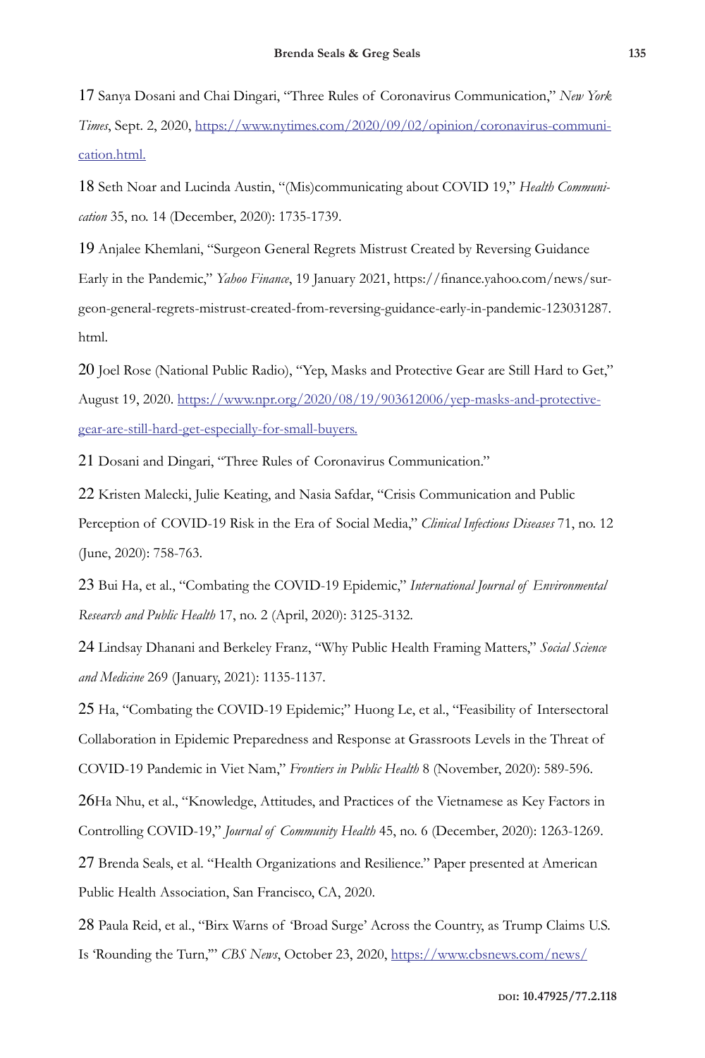17 Sanya Dosani and Chai Dingari, "Three Rules of Coronavirus Communication," *New York Times*, Sept. 2, 2020, https://www.nytimes.com/2020/09/02/opinion/coronavirus-communication.html.

18 Seth Noar and Lucinda Austin, "(Mis)communicating about COVID 19," *Health Communication* 35, no. 14 (December, 2020): 1735-1739.

19 Anjalee Khemlani, "Surgeon General Regrets Mistrust Created by Reversing Guidance Early in the Pandemic," *Yahoo Finance*, 19 January 2021, https://finance.yahoo.com/news/surgeon-general-regrets-mistrust-created-from-reversing-guidance-early-in-pandemic-123031287.html.

20 Joel Rose (National Public Radio), "Yep, Masks and Protective Gear are Still Hard to Get," August 19, 2020. https://www.npr.org/2020/08/19/903612006/yep-masks-and-protective-gear-are-still-hard-get-especially-for-small-buyers.

21 Dosani and Dingari, "Three Rules of Coronavirus Communication."

22 Kristen Malecki, Julie Keating, and Nasia Safdar, "Crisis Communication and Public Perception of COVID-19 Risk in the Era of Social Media," *Clinical Infectious Diseases* 71, no. 12 (June, 2020): 758-763.

23 Bui Ha, et al., "Combating the COVID-19 Epidemic," *International Journal of Environmental Research and Public Health* 17, no. 2 (April, 2020): 3125-3132.

24 Lindsay Dhanani and Berkeley Franz, "Why Public Health Framing Matters," *Social Science and Medicine* 269 (January, 2021): 1135-1137.

25 Ha, "Combating the COVID-19 Epidemic;" Huong Le, et al., "Feasibility of Intersectoral Collaboration in Epidemic Preparedness and Response at Grassroots Levels in the Threat of COVID-19 Pandemic in Viet Nam," *Frontiers in Public Health* 8 (November, 2020): 589-596.

26Ha Nhu, et al., "Knowledge, Attitudes, and Practices of the Vietnamese as Key Factors in Controlling COVID-19," *Journal of Community Health* 45, no. 6 (December, 2020): 1263-1269.

27 Brenda Seals, et al. "Health Organizations and Resilience." Paper presented at American Public Health Association, San Francisco, CA, 2020.

28 Paula Reid, et al., "Birx Warns of 'Broad Surge' Across the Country, as Trump Claims U.S. Is 'Rounding the Turn,'" *CBS News*, October 23, 2020, https://www.cbsnews.com/news/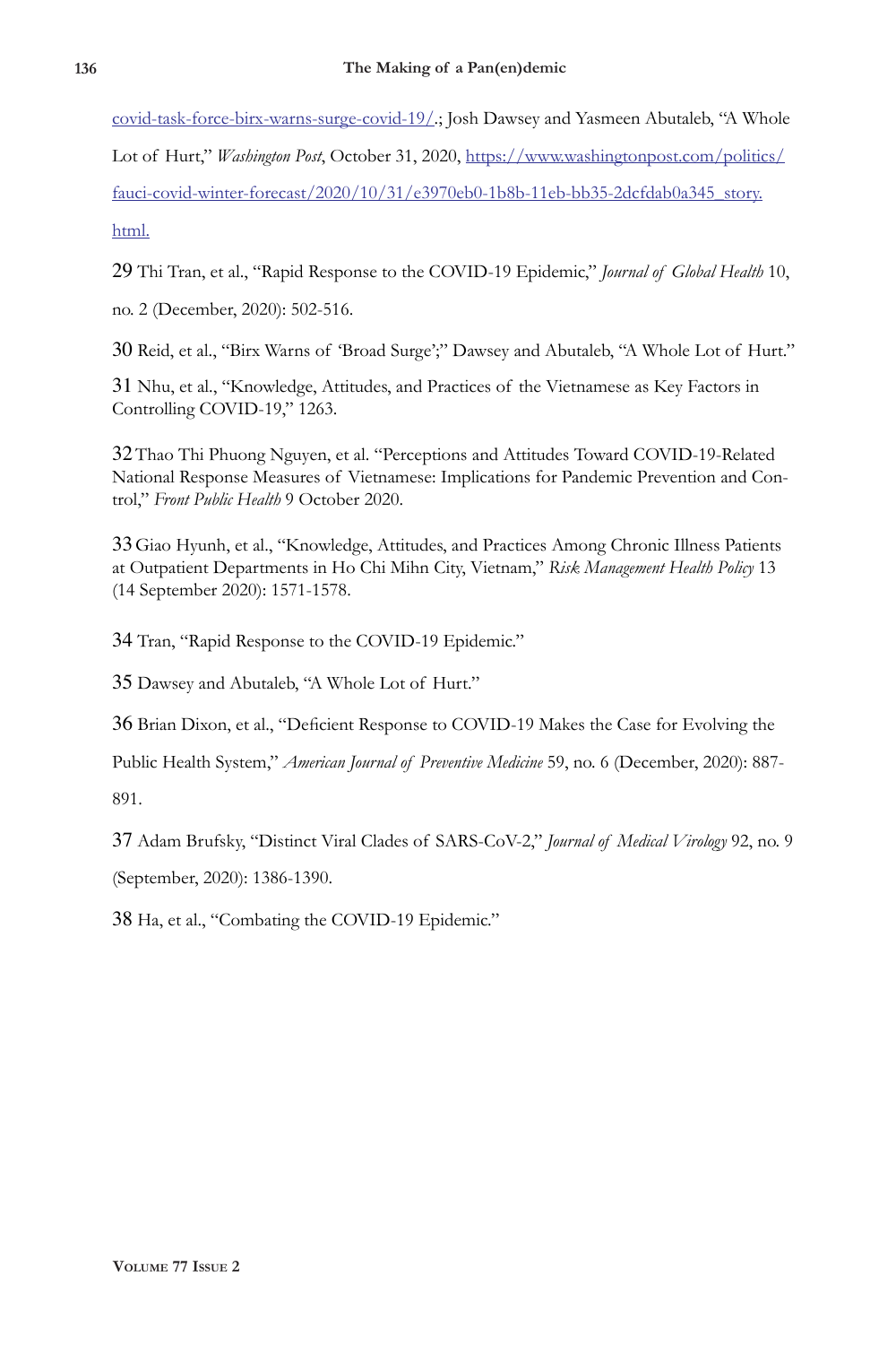covid-task-force-birx-warns-surge-covid-19/.; Josh Dawsey and Yasmeen Abutaleb, "A Whole Lot of Hurt," *Washington Post*, October 31, 2020, https://www.washingtonpost.com/politics/fauci-covid-winter-forecast/2020/10/31/e3970eb0-1b8b-11eb-bb35-2dcfdab0a345_story.html.

29 Thi Tran, et al., "Rapid Response to the COVID-19 Epidemic," *Journal of Global Health* 10, no. 2 (December, 2020): 502-516.

30 Reid, et al., "Birx Warns of 'Broad Surge';" Dawsey and Abutaleb, "A Whole Lot of Hurt."

31 Nhu, et al., "Knowledge, Attitudes, and Practices of the Vietnamese as Key Factors in Controlling COVID-19," 1263.

32 Thao Thi Phuong Nguyen, et al. "Perceptions and Attitudes Toward COVID-19-Related National Response Measures of Vietnamese: Implications for Pandemic Prevention and Control," *Front Public Health* 9 October 2020.

33 Giao Hyunh, et al., "Knowledge, Attitudes, and Practices Among Chronic Illness Patients at Outpatient Departments in Ho Chi Mihn City, Vietnam," *Risk Management Health Policy* 13 (14 September 2020): 1571-1578.

34 Tran, "Rapid Response to the COVID-19 Epidemic."

35 Dawsey and Abutaleb, "A Whole Lot of Hurt."

36 Brian Dixon, et al., "Deficient Response to COVID-19 Makes the Case for Evolving the Public Health System," *American Journal of Preventive Medicine* 59, no. 6 (December, 2020): 887-891.

37 Adam Brufsky, "Distinct Viral Clades of SARS-CoV-2," *Journal of Medical Virology* 92, no. 9 (September, 2020): 1386-1390.

38 Ha, et al., "Combating the COVID-19 Epidemic."